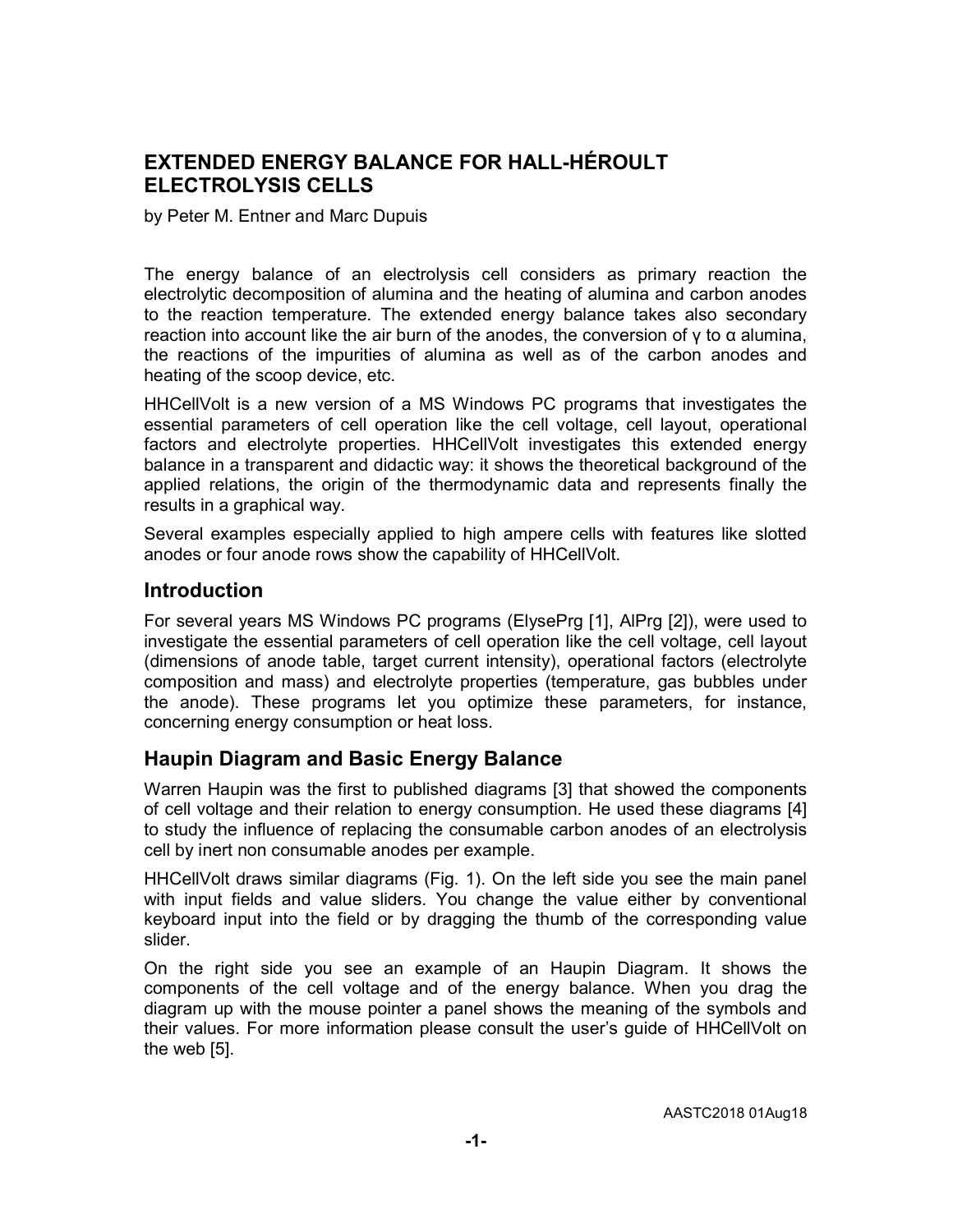# EXTENDED ENERGY BALANCE FOR HALL-HÉROULT ELECTROLYSIS CELLS

by Peter M. Entner and Marc Dupuis

The energy balance of an electrolysis cell considers as primary reaction the electrolytic decomposition of alumina and the heating of alumina and carbon anodes to the reaction temperature. The extended energy balance takes also secondary reaction into account like the air burn of the anodes, the conversion of γ to α alumina, the reactions of the impurities of alumina as well as of the carbon anodes and heating of the scoop device, etc.

HHCellVolt is a new version of a MS Windows PC programs that investigates the essential parameters of cell operation like the cell voltage, cell layout, operational factors and electrolyte properties. HHCellVolt investigates this extended energy balance in a transparent and didactic way: it shows the theoretical background of the applied relations, the origin of the thermodynamic data and represents finally the results in a graphical way.

Several examples especially applied to high ampere cells with features like slotted anodes or four anode rows show the capability of HHCellVolt.

## Introduction

For several years MS Windows PC programs (ElysePrg [1], AlPrg [2]), were used to investigate the essential parameters of cell operation like the cell voltage, cell layout (dimensions of anode table, target current intensity), operational factors (electrolyte composition and mass) and electrolyte properties (temperature, gas bubbles under the anode). These programs let you optimize these parameters, for instance, concerning energy consumption or heat loss.

## Haupin Diagram and Basic Energy Balance

Warren Haupin was the first to published diagrams [3] that showed the components of cell voltage and their relation to energy consumption. He used these diagrams [4] to study the influence of replacing the consumable carbon anodes of an electrolysis cell by inert non consumable anodes per example.

HHCellVolt draws similar diagrams (Fig. 1). On the left side you see the main panel with input fields and value sliders. You change the value either by conventional keyboard input into the field or by dragging the thumb of the corresponding value slider.

On the right side you see an example of an Haupin Diagram. It shows the components of the cell voltage and of the energy balance. When you drag the diagram up with the mouse pointer a panel shows the meaning of the symbols and their values. For more information please consult the user's guide of HHCellVolt on the web [5].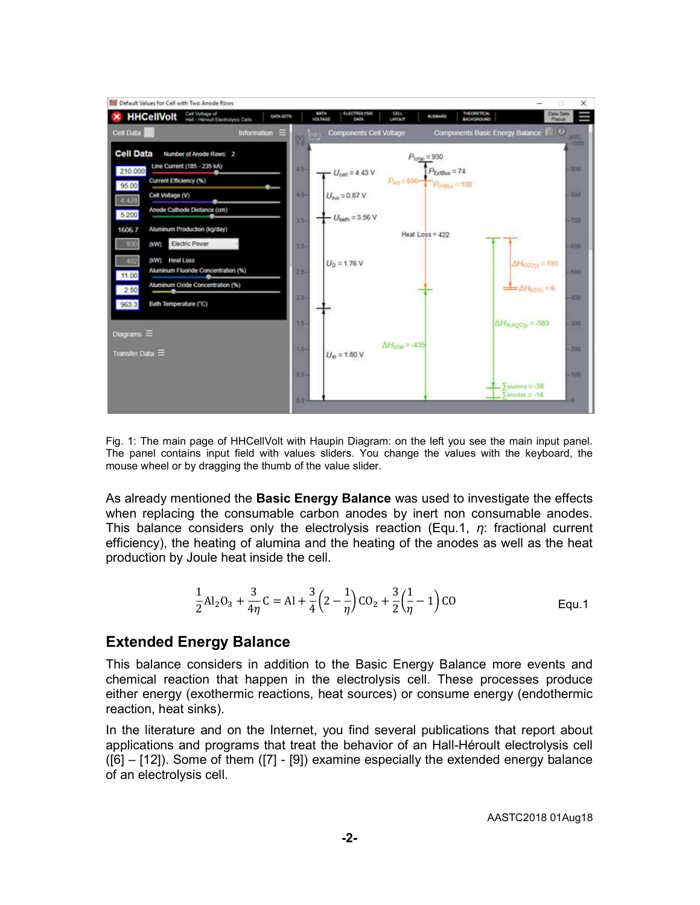Fig. 1: The main page of HHCellVolt with Haupin Diagram: on the left you see the main input panel. The panel contains input field with values sliders. You change the values with the keyboard, the mouse wheel or by dragging the thumb of the value slider.

As already mentioned the **Basic Energy Balance** was used to investigate the effects when replacing the consumable carbon anodes by inert non consumable anodes. This balance considers only the electrolysis reaction (Equ.1, *η*: fractional current efficiency), the heating of alumina and the heating of the anodes as well as the heat production by Joule heat inside the cell.

$$\frac{1}{2}\mathrm{Al_2O_3} + \frac{3}{4\eta}\mathrm{C} = \mathrm{Al} + \frac{3}{4}\left(2 - \frac{1}{\eta}\right)\mathrm{CO_2} + \frac{3}{2}\left(\frac{1}{\eta} - 1\right)\mathrm{CO} \qquad \text{Equ.1}$$

## Extended Energy Balance

This balance considers in addition to the Basic Energy Balance more events and chemical reaction that happen in the electrolysis cell. These processes produce either energy (exothermic reactions, heat sources) or consume energy (endothermic reaction, heat sinks).

In the literature and on the Internet, you find several publications that report about applications and programs that treat the behavior of an Hall-Héroult electrolysis cell ([6] – [12]). Some of them ([7] - [9]) examine especially the extended energy balance of an electrolysis cell.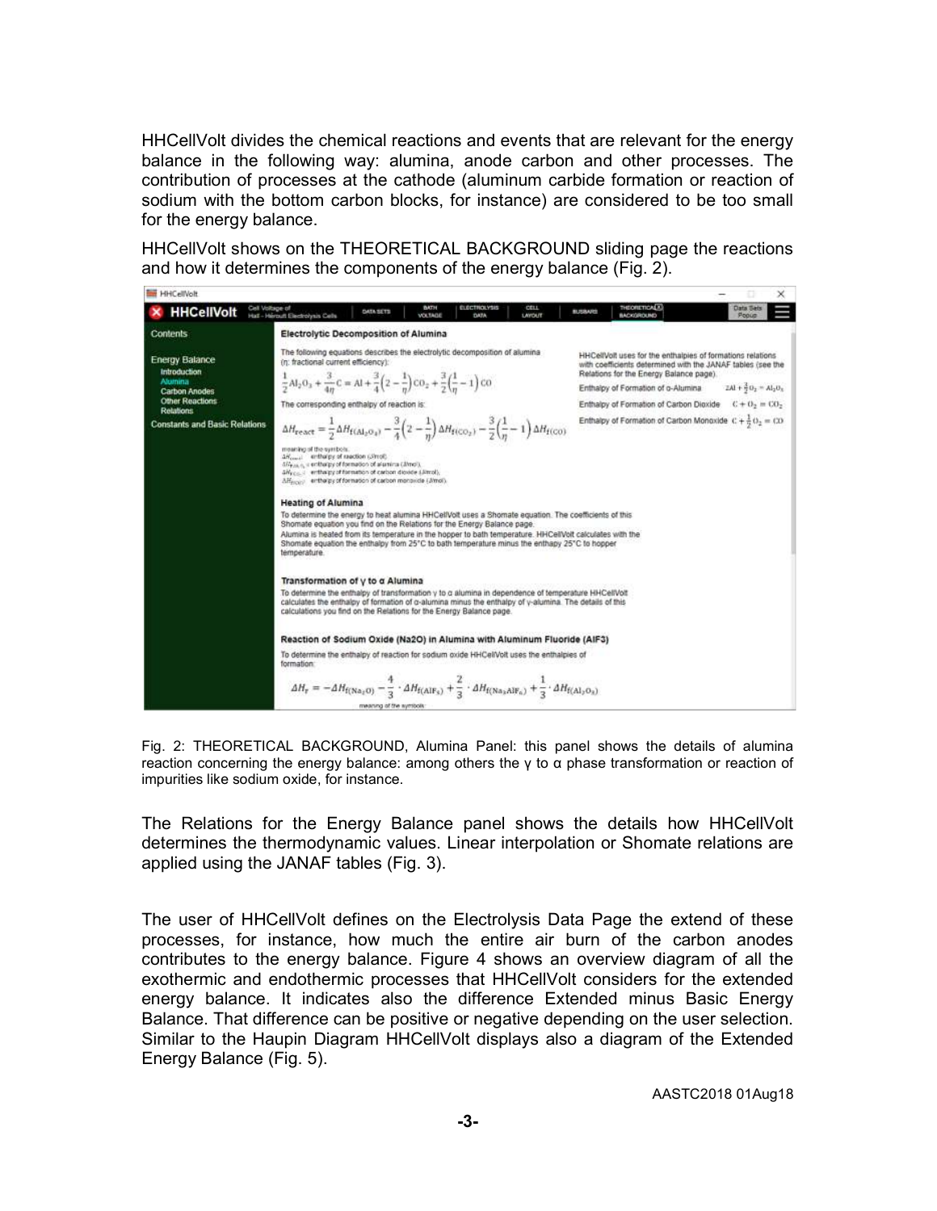HHCellVolt divides the chemical reactions and events that are relevant for the energy balance in the following way: alumina, anode carbon and other processes. The contribution of processes at the cathode (aluminum carbide formation or reaction of sodium with the bottom carbon blocks, for instance) are considered to be too small for the energy balance.

HHCellVolt shows on the THEORETICAL BACKGROUND sliding page the reactions and how it determines the components of the energy balance (Fig. 2).

HHCellVolt — Cell Voltage of Hall - Héroult Electrolysis Cells | DATA SETS | BATH VOLTAGE | ELECTROLYSIS DATA | CELL LAYOUT | BUSBARS | THEORETICAL BACKGROUND | Data Sets Popup

**Contents**

**Energy Balance**
- Introduction
- Alumina
- Carbon Anodes
- Other Reactions
- Relations

**Constants and Basic Relations**

**Electrolytic Decomposition of Alumina**

The following equations describes the electrolytic decomposition of alumina ($\eta$: fractional current efficiency):

$$\frac{1}{2}Al_2O_3 + \frac{3}{4\eta}C = Al + \frac{3}{4}\left(2 - \frac{1}{\eta}\right)CO_2 + \frac{3}{2}\left(\frac{1}{\eta} - 1\right)CO$$

The corresponding enthalpy of reaction is:

$$\Delta H_{react} = \frac{1}{2}\Delta H_{f(Al_2O_3)} - \frac{3}{4}\left(2 - \frac{1}{\eta}\right)\Delta H_{f(CO_2)} - \frac{3}{2}\left(\frac{1}{\eta} - 1\right)\Delta H_{f(CO)}$$

meaning of the symbols:
$\Delta H_{react}$: enthalpy of reaction (J/mol),
$\Delta H_{f(Al_2O_3)}$: enthalpy of formation of alumina (J/mol),
$\Delta H_{f(CO_2)}$: enthalpy of formation of carbon dioxide (J/mol),
$\Delta H_{f(CO)}$: enthalpy of formation of carbon monoxide (J/mol).

HHCellVolt uses for the enthalpies of formations relations with coefficients determined with the JANAF tables (see the Relations for the Energy Balance page).

Enthalpy of Formation of α-Alumina $2Al + \frac{3}{2}O_2 = Al_2O_3$

Enthalpy of Formation of Carbon Dioxide $C + O_2 = CO_2$

Enthalpy of Formation of Carbon Monoxide $C + \frac{1}{2}O_2 = CO$

**Heating of Alumina**

To determine the energy to heat alumina HHCellVolt uses a Shomate equation. The coefficients of this Shomate equation you find on the Relations for the Energy Balance page.
Alumina is heated from its temperature in the hopper to bath temperature. HHCellVolt calculates with the Shomate equation the enthalpy from 25°C to bath temperature minus the enthalpy 25°C to hopper temperature.

**Transformation of γ to α Alumina**

To determine the enthalpy of transformation γ to α alumina in dependence of temperature HHCellVolt calculates the enthalpy of formation of α-alumina minus the enthalpy of γ-alumina. The details of this calculations you find on the Relations for the Energy Balance page.

**Reaction of Sodium Oxide (Na2O) in Alumina with Aluminum Fluoride (AlF3)**

To determine the enthalpy of reaction for sodium oxide HHCellVolt uses the enthalpies of formation:

$$\Delta H_r = -\Delta H_{f(Na_2O)} - \frac{4}{3}\cdot\Delta H_{f(AlF_3)} + \frac{2}{3}\cdot\Delta H_{f(Na_3AlF_6)} + \frac{1}{3}\cdot\Delta H_{f(Al_2O_3)}$$

meaning of the symbols:

Fig. 2: THEORETICAL BACKGROUND, Alumina Panel: this panel shows the details of alumina reaction concerning the energy balance: among others the γ to α phase transformation or reaction of impurities like sodium oxide, for instance.

The Relations for the Energy Balance panel shows the details how HHCellVolt determines the thermodynamic values. Linear interpolation or Shomate relations are applied using the JANAF tables (Fig. 3).

The user of HHCellVolt defines on the Electrolysis Data Page the extend of these processes, for instance, how much the entire air burn of the carbon anodes contributes to the energy balance. Figure 4 shows an overview diagram of all the exothermic and endothermic processes that HHCellVolt considers for the extended energy balance. It indicates also the difference Extended minus Basic Energy Balance. That difference can be positive or negative depending on the user selection. Similar to the Haupin Diagram HHCellVolt displays also a diagram of the Extended Energy Balance (Fig. 5).

AASTC2018 01Aug18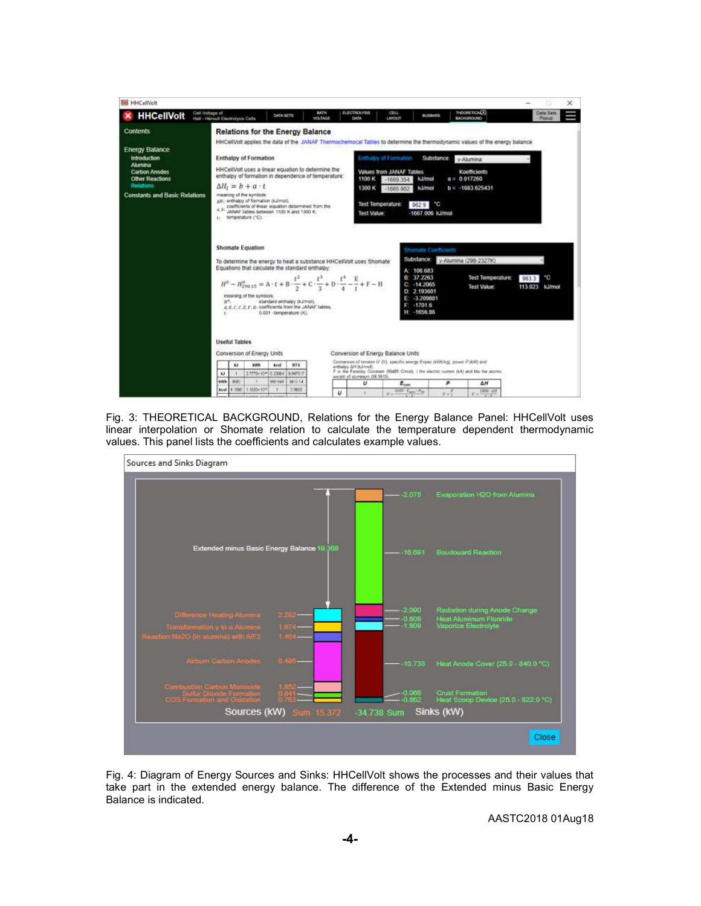Fig. 3: THEORETICAL BACKGROUND, Relations for the Energy Balance Panel: HHCellVolt uses linear interpolation or Shomate relation to calculate the temperature dependent thermodynamic values. This panel lists the coefficients and calculates example values.

Fig. 4: Diagram of Energy Sources and Sinks: HHCellVolt shows the processes and their values that take part in the extended energy balance. The difference of the Extended minus Basic Energy Balance is indicated.

AASTC2018 01Aug18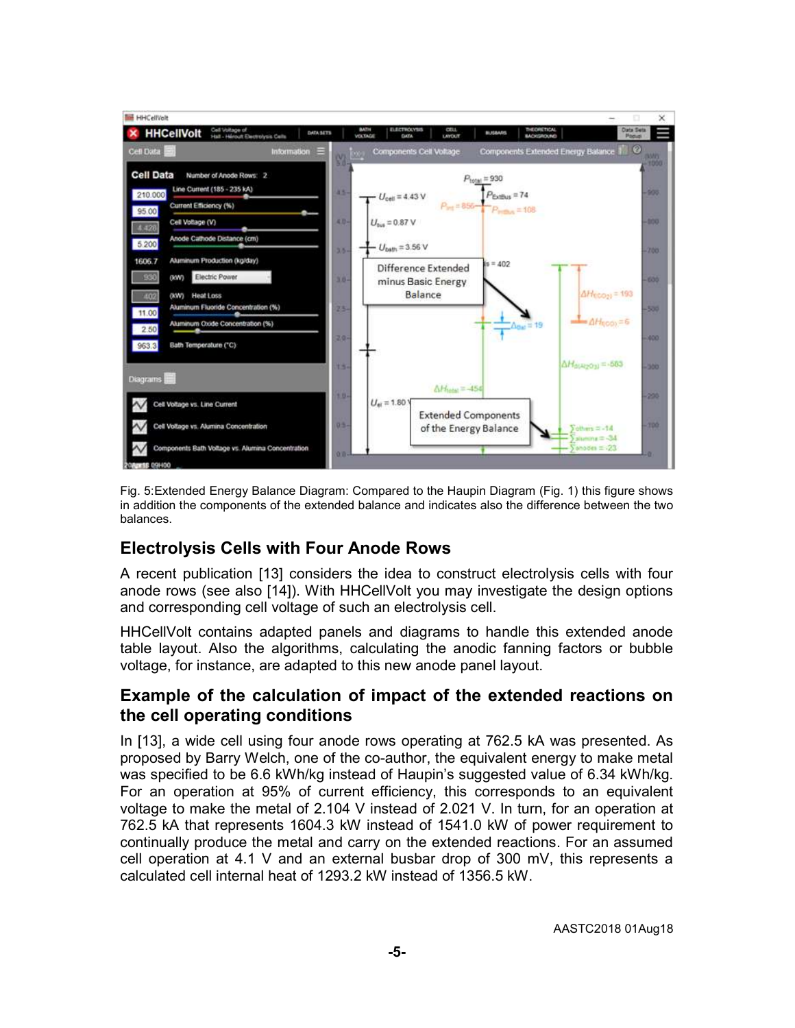Fig. 5:Extended Energy Balance Diagram: Compared to the Haupin Diagram (Fig. 1) this figure shows in addition the components of the extended balance and indicates also the difference between the two balances.

## Electrolysis Cells with Four Anode Rows

A recent publication [13] considers the idea to construct electrolysis cells with four anode rows (see also [14]). With HHCellVolt you may investigate the design options and corresponding cell voltage of such an electrolysis cell.

HHCellVolt contains adapted panels and diagrams to handle this extended anode table layout. Also the algorithms, calculating the anodic fanning factors or bubble voltage, for instance, are adapted to this new anode panel layout.

## Example of the calculation of impact of the extended reactions on the cell operating conditions

In [13], a wide cell using four anode rows operating at 762.5 kA was presented. As proposed by Barry Welch, one of the co-author, the equivalent energy to make metal was specified to be 6.6 kWh/kg instead of Haupin's suggested value of 6.34 kWh/kg. For an operation at 95% of current efficiency, this corresponds to an equivalent voltage to make the metal of 2.104 V instead of 2.021 V. In turn, for an operation at 762.5 kA that represents 1604.3 kW instead of 1541.0 kW of power requirement to continually produce the metal and carry on the extended reactions. For an assumed cell operation at 4.1 V and an external busbar drop of 300 mV, this represents a calculated cell internal heat of 1293.2 kW instead of 1356.5 kW.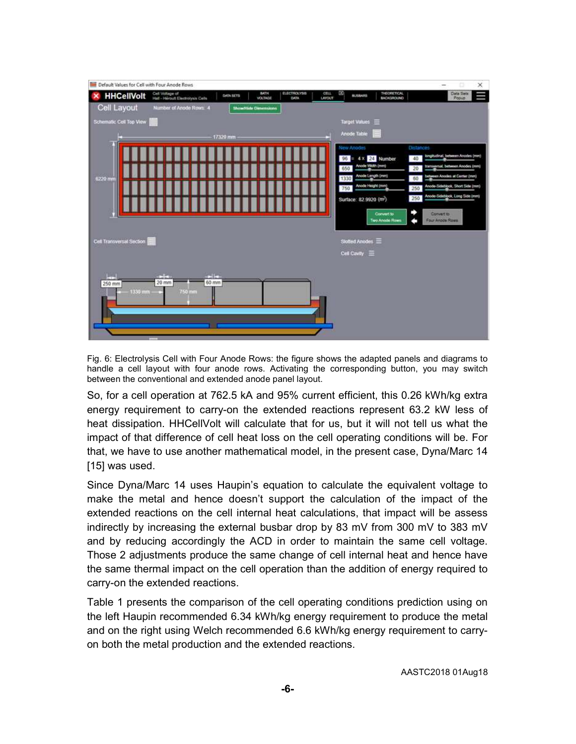Fig. 6: Electrolysis Cell with Four Anode Rows: the figure shows the adapted panels and diagrams to handle a cell layout with four anode rows. Activating the corresponding button, you may switch between the conventional and extended anode panel layout.

So, for a cell operation at 762.5 kA and 95% current efficient, this 0.26 kWh/kg extra energy requirement to carry-on the extended reactions represent 63.2 kW less of heat dissipation. HHCellVolt will calculate that for us, but it will not tell us what the impact of that difference of cell heat loss on the cell operating conditions will be. For that, we have to use another mathematical model, in the present case, Dyna/Marc 14 [15] was used.

Since Dyna/Marc 14 uses Haupin's equation to calculate the equivalent voltage to make the metal and hence doesn't support the calculation of the impact of the extended reactions on the cell internal heat calculations, that impact will be assess indirectly by increasing the external busbar drop by 83 mV from 300 mV to 383 mV and by reducing accordingly the ACD in order to maintain the same cell voltage. Those 2 adjustments produce the same change of cell internal heat and hence have the same thermal impact on the cell operation than the addition of energy required to carry-on the extended reactions.

Table 1 presents the comparison of the cell operating conditions prediction using on the left Haupin recommended 6.34 kWh/kg energy requirement to produce the metal and on the right using Welch recommended 6.6 kWh/kg energy requirement to carry-on both the metal production and the extended reactions.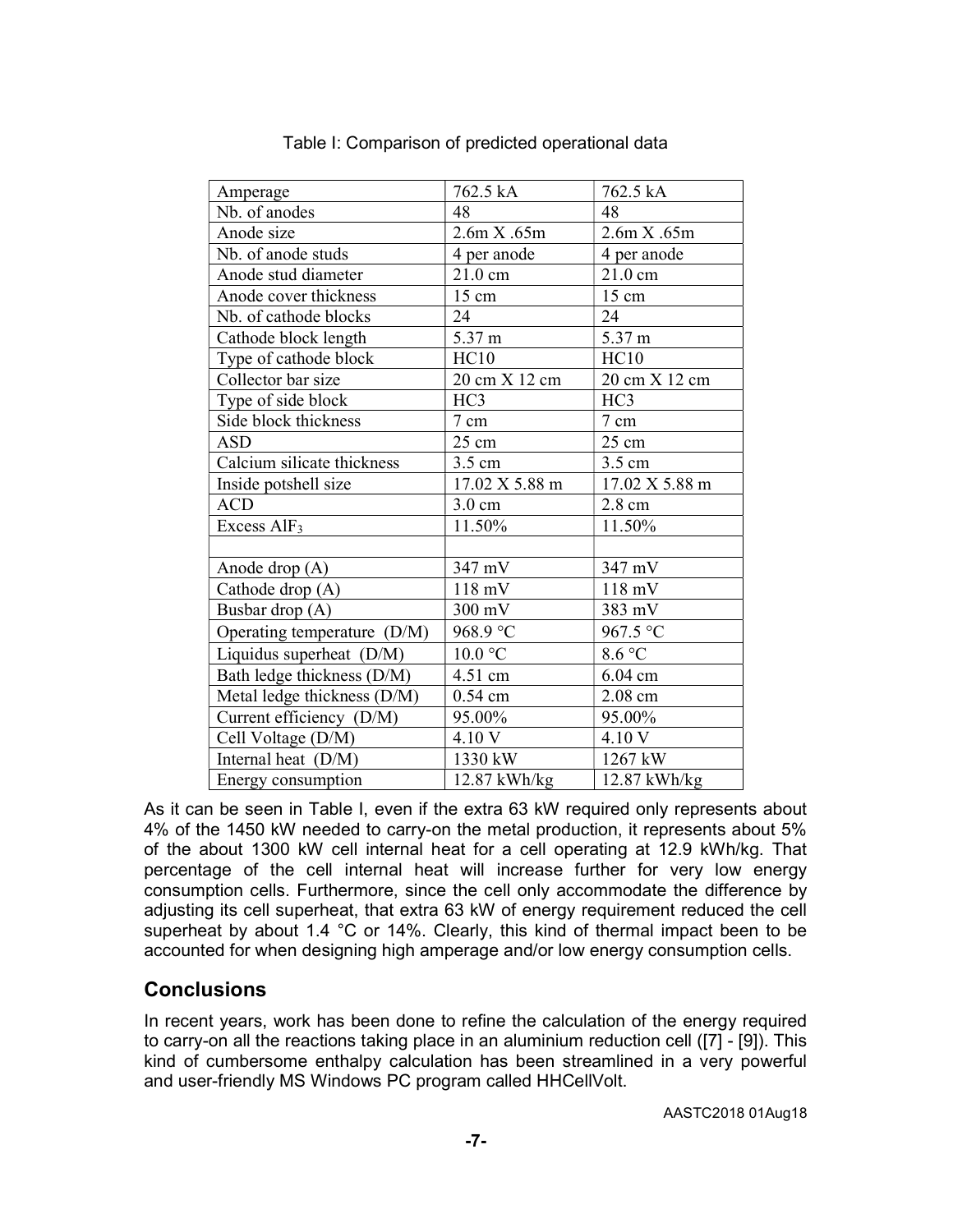Table I: Comparison of predicted operational data

| Amperage | 762.5 kA | 762.5 kA |
|---|---|---|
| Nb. of anodes | 48 | 48 |
| Anode size | 2.6m X .65m | 2.6m X .65m |
| Nb. of anode studs | 4 per anode | 4 per anode |
| Anode stud diameter | 21.0 cm | 21.0 cm |
| Anode cover thickness | 15 cm | 15 cm |
| Nb. of cathode blocks | 24 | 24 |
| Cathode block length | 5.37 m | 5.37 m |
| Type of cathode block | HC10 | HC10 |
| Collector bar size | 20 cm X 12 cm | 20 cm X 12 cm |
| Type of side block | HC3 | HC3 |
| Side block thickness | 7 cm | 7 cm |
| ASD | 25 cm | 25 cm |
| Calcium silicate thickness | 3.5 cm | 3.5 cm |
| Inside potshell size | 17.02 X 5.88 m | 17.02 X 5.88 m |
| ACD | 3.0 cm | 2.8 cm |
| Excess $AlF_3$ | 11.50% | 11.50% |
| | | |
| Anode drop (A) | 347 mV | 347 mV |
| Cathode drop (A) | 118 mV | 118 mV |
| Busbar drop (A) | 300 mV | 383 mV |
| Operating temperature (D/M) | 968.9 °C | 967.5 °C |
| Liquidus superheat (D/M) | 10.0 °C | 8.6 °C |
| Bath ledge thickness (D/M) | 4.51 cm | 6.04 cm |
| Metal ledge thickness (D/M) | 0.54 cm | 2.08 cm |
| Current efficiency (D/M) | 95.00% | 95.00% |
| Cell Voltage (D/M) | 4.10 V | 4.10 V |
| Internal heat (D/M) | 1330 kW | 1267 kW |
| Energy consumption | 12.87 kWh/kg | 12.87 kWh/kg |

As it can be seen in Table I, even if the extra 63 kW required only represents about 4% of the 1450 kW needed to carry-on the metal production, it represents about 5% of the about 1300 kW cell internal heat for a cell operating at 12.9 kWh/kg. That percentage of the cell internal heat will increase further for very low energy consumption cells. Furthermore, since the cell only accommodate the difference by adjusting its cell superheat, that extra 63 kW of energy requirement reduced the cell superheat by about 1.4 °C or 14%. Clearly, this kind of thermal impact been to be accounted for when designing high amperage and/or low energy consumption cells.

## Conclusions

In recent years, work has been done to refine the calculation of the energy required to carry-on all the reactions taking place in an aluminium reduction cell ([7] - [9]). This kind of cumbersome enthalpy calculation has been streamlined in a very powerful and user-friendly MS Windows PC program called HHCellVolt.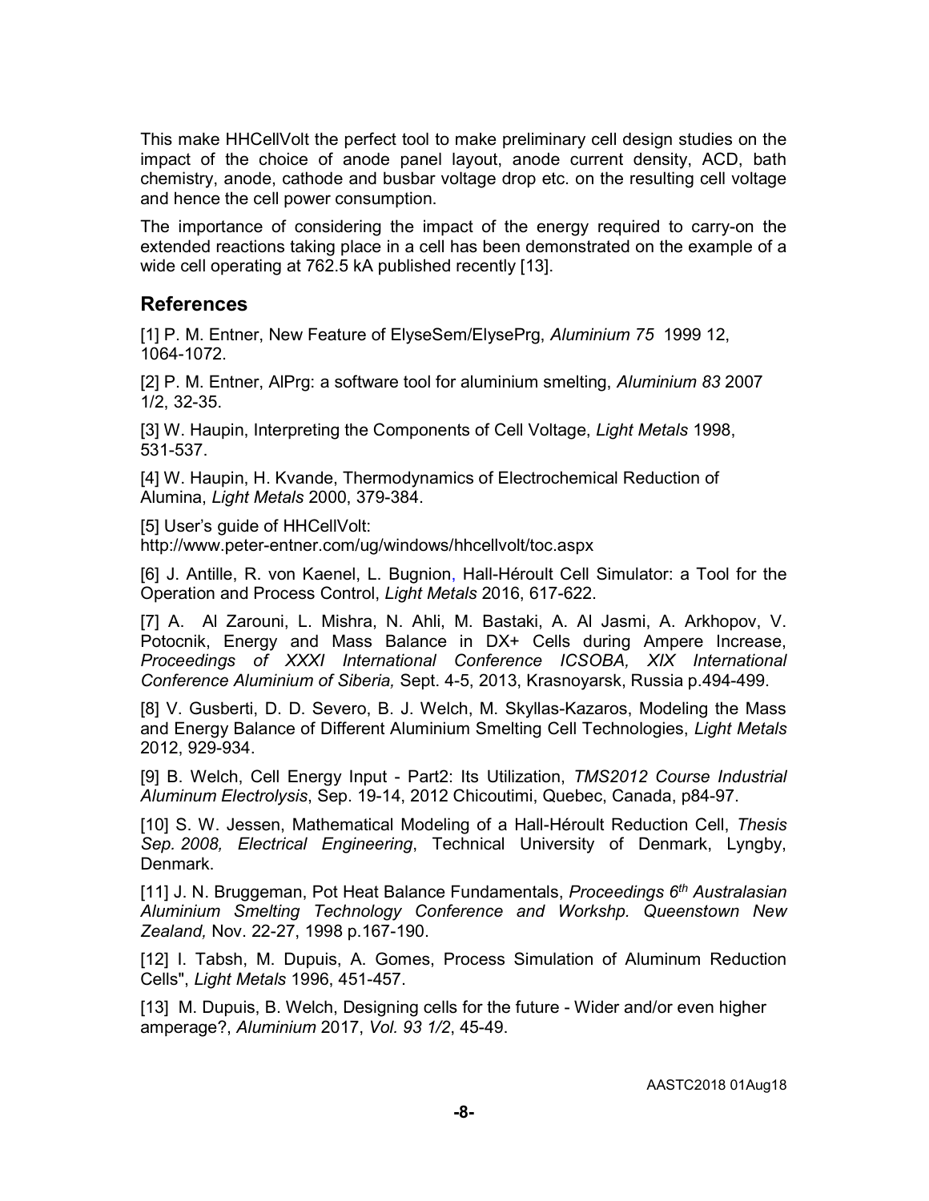This make HHCellVolt the perfect tool to make preliminary cell design studies on the impact of the choice of anode panel layout, anode current density, ACD, bath chemistry, anode, cathode and busbar voltage drop etc. on the resulting cell voltage and hence the cell power consumption.

The importance of considering the impact of the energy required to carry-on the extended reactions taking place in a cell has been demonstrated on the example of a wide cell operating at 762.5 kA published recently [13].

## References

[1] P. M. Entner, New Feature of ElyseSem/ElysePrg, *Aluminium 75* 1999 12, 1064-1072.

[2] P. M. Entner, AlPrg: a software tool for aluminium smelting, *Aluminium 83* 2007 1/2, 32-35.

[3] W. Haupin, Interpreting the Components of Cell Voltage, *Light Metals* 1998, 531-537.

[4] W. Haupin, H. Kvande, Thermodynamics of Electrochemical Reduction of Alumina, *Light Metals* 2000, 379-384.

[5] User's guide of HHCellVolt: http://www.peter-entner.com/ug/windows/hhcellvolt/toc.aspx

[6] J. Antille, R. von Kaenel, L. Bugnion, Hall-Héroult Cell Simulator: a Tool for the Operation and Process Control, *Light Metals* 2016, 617-622.

[7] A. Al Zarouni, L. Mishra, N. Ahli, M. Bastaki, A. Al Jasmi, A. Arkhopov, V. Potocnik, Energy and Mass Balance in DX+ Cells during Ampere Increase, *Proceedings of XXXI International Conference ICSOBA, XIX International Conference Aluminium of Siberia,* Sept. 4-5, 2013, Krasnoyarsk, Russia p.494-499.

[8] V. Gusberti, D. D. Severo, B. J. Welch, M. Skyllas-Kazaros, Modeling the Mass and Energy Balance of Different Aluminium Smelting Cell Technologies, *Light Metals* 2012, 929-934.

[9] B. Welch, Cell Energy Input - Part2: Its Utilization, *TMS2012 Course Industrial Aluminum Electrolysis*, Sep. 19-14, 2012 Chicoutimi, Quebec, Canada, p84-97.

[10] S. W. Jessen, Mathematical Modeling of a Hall-Héroult Reduction Cell, *Thesis Sep. 2008, Electrical Engineering*, Technical University of Denmark, Lyngby, Denmark.

[11] J. N. Bruggeman, Pot Heat Balance Fundamentals, *Proceedings 6th Australasian Aluminium Smelting Technology Conference and Workshp. Queenstown New Zealand,* Nov. 22-27, 1998 p.167-190.

[12] I. Tabsh, M. Dupuis, A. Gomes, Process Simulation of Aluminum Reduction Cells", *Light Metals* 1996, 451-457.

[13] M. Dupuis, B. Welch, Designing cells for the future - Wider and/or even higher amperage?, *Aluminium* 2017, *Vol. 93 1/2*, 45-49.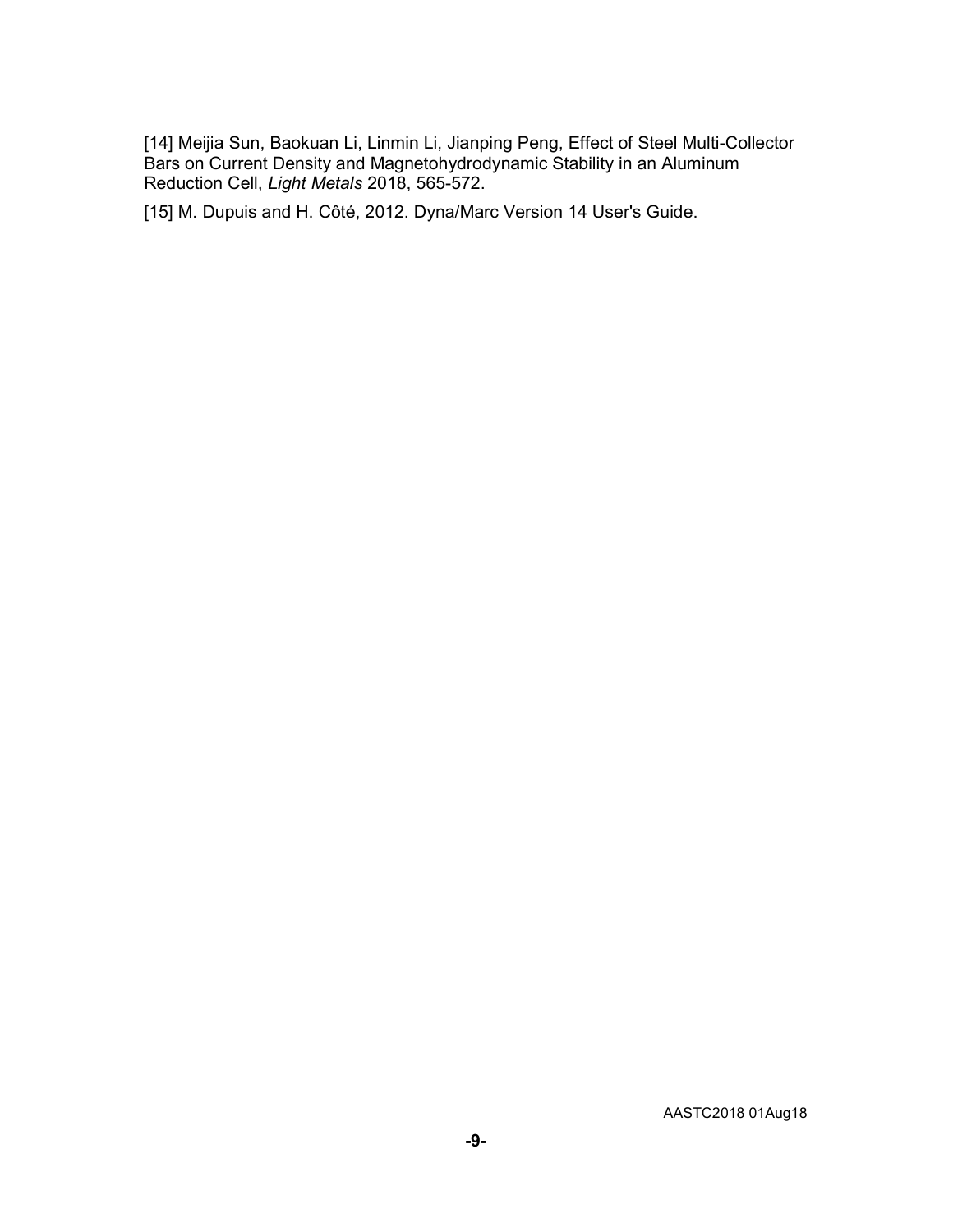[14] Meijia Sun, Baokuan Li, Linmin Li, Jianping Peng, Effect of Steel Multi-Collector Bars on Current Density and Magnetohydrodynamic Stability in an Aluminum Reduction Cell, *Light Metals* 2018, 565-572.

[15] M. Dupuis and H. Côté, 2012. Dyna/Marc Version 14 User's Guide.